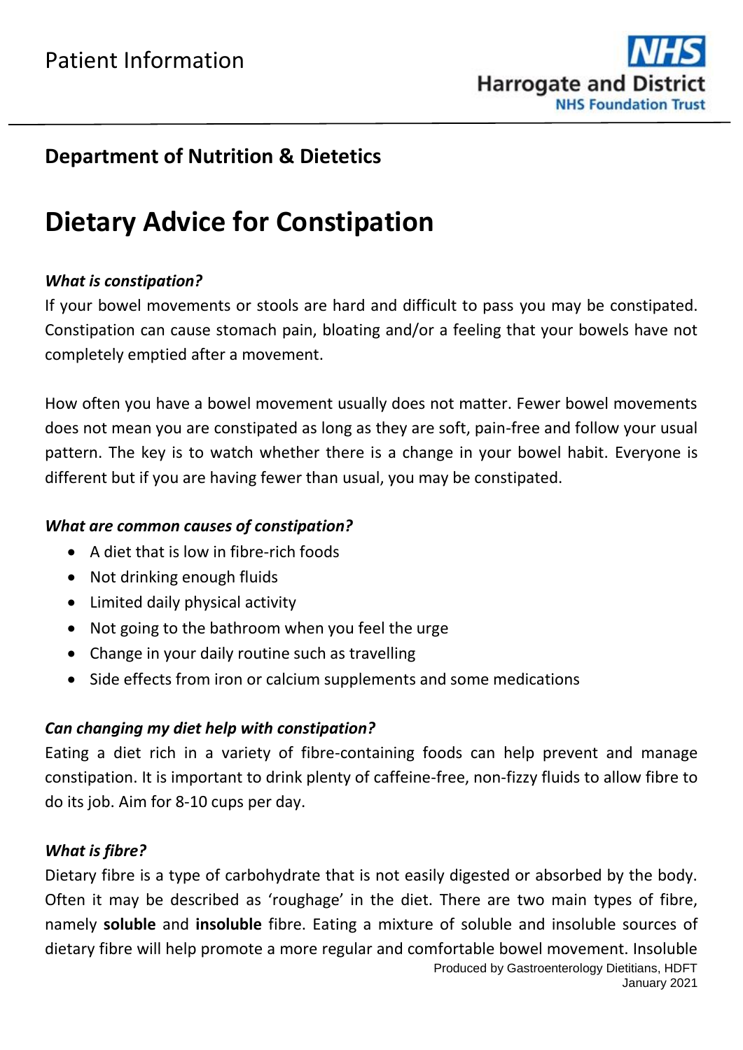Patient Information

Harrogate and District
NHS Foundation Trust

## Department of Nutrition & Dietetics

# Dietary Advice for Constipation

### *What is constipation?*

If your bowel movements or stools are hard and difficult to pass you may be constipated. Constipation can cause stomach pain, bloating and/or a feeling that your bowels have not completely emptied after a movement.

How often you have a bowel movement usually does not matter. Fewer bowel movements does not mean you are constipated as long as they are soft, pain-free and follow your usual pattern. The key is to watch whether there is a change in your bowel habit. Everyone is different but if you are having fewer than usual, you may be constipated.

### *What are common causes of constipation?*

- A diet that is low in fibre-rich foods
- Not drinking enough fluids
- Limited daily physical activity
- Not going to the bathroom when you feel the urge
- Change in your daily routine such as travelling
- Side effects from iron or calcium supplements and some medications

### *Can changing my diet help with constipation?*

Eating a diet rich in a variety of fibre-containing foods can help prevent and manage constipation. It is important to drink plenty of caffeine-free, non-fizzy fluids to allow fibre to do its job. Aim for 8-10 cups per day.

### *What is fibre?*

Dietary fibre is a type of carbohydrate that is not easily digested or absorbed by the body. Often it may be described as 'roughage' in the diet. There are two main types of fibre, namely **soluble** and **insoluble** fibre. Eating a mixture of soluble and insoluble sources of dietary fibre will help promote a more regular and comfortable bowel movement. Insoluble

Produced by Gastroenterology Dietitians, HDFT
January 2021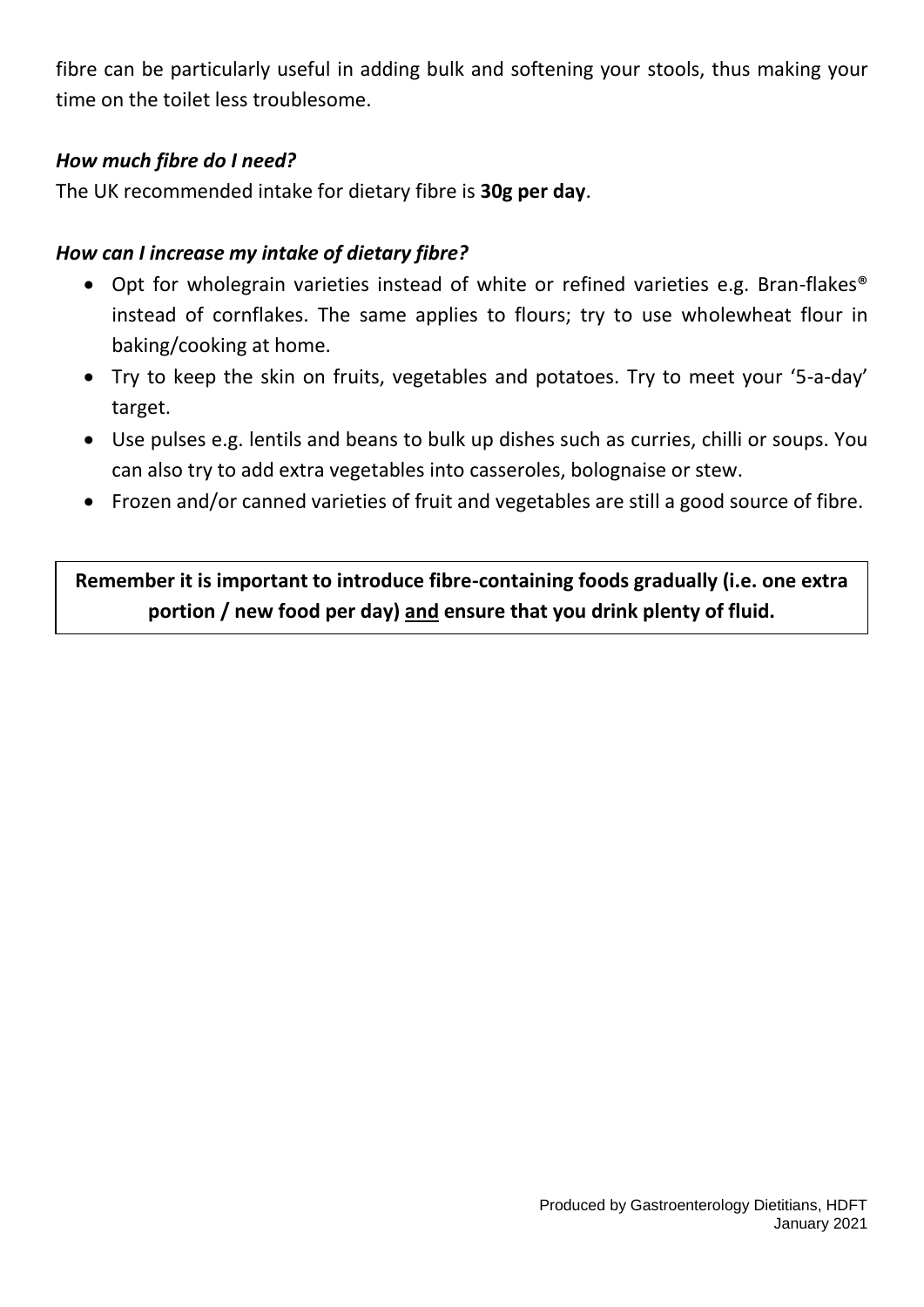fibre can be particularly useful in adding bulk and softening your stools, thus making your time on the toilet less troublesome.

### *How much fibre do I need?*

The UK recommended intake for dietary fibre is **30g per day**.

### *How can I increase my intake of dietary fibre?*

- Opt for wholegrain varieties instead of white or refined varieties e.g. Bran-flakes® instead of cornflakes. The same applies to flours; try to use wholewheat flour in baking/cooking at home.
- Try to keep the skin on fruits, vegetables and potatoes. Try to meet your '5-a-day' target.
- Use pulses e.g. lentils and beans to bulk up dishes such as curries, chilli or soups. You can also try to add extra vegetables into casseroles, bolognaise or stew.
- Frozen and/or canned varieties of fruit and vegetables are still a good source of fibre.

**Remember it is important to introduce fibre-containing foods gradually (i.e. one extra portion / new food per day) <u>and</u> ensure that you drink plenty of fluid.**

Produced by Gastroenterology Dietitians, HDFT
January 2021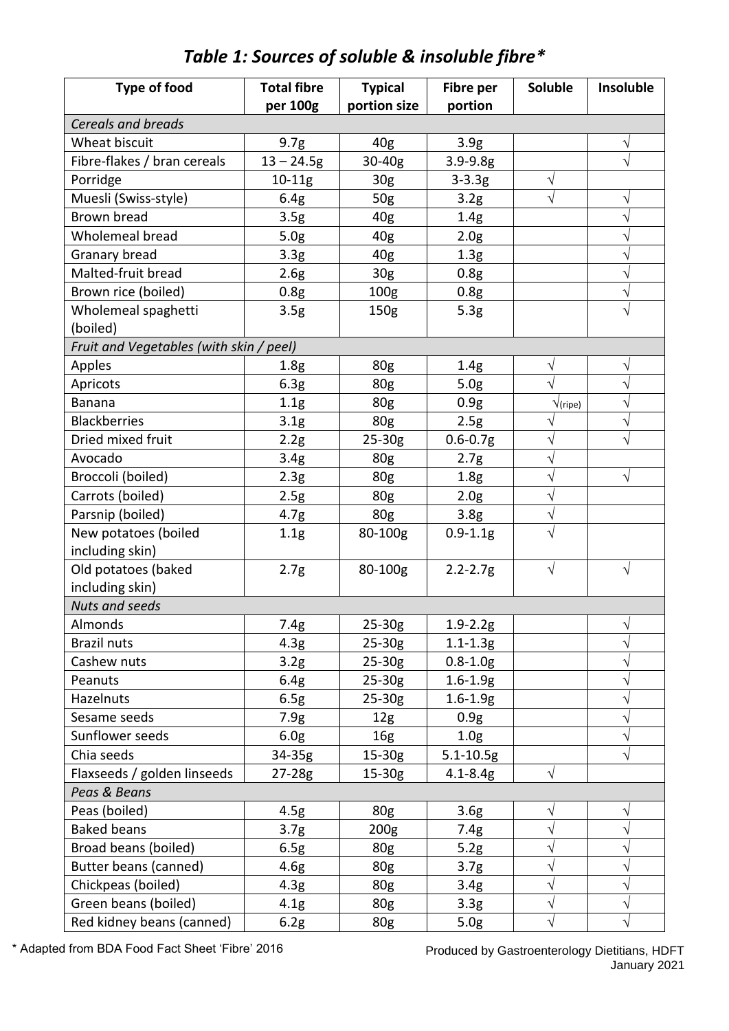## *Table 1: Sources of soluble & insoluble fibre**

| Type of food | Total fibre per 100g | Typical portion size | Fibre per portion | Soluble | Insoluble |
|---|---|---|---|---|---|
| *Cereals and breads* | | | | | |
| Wheat biscuit | 9.7g | 40g | 3.9g | | √ |
| Fibre-flakes / bran cereals | 13 – 24.5g | 30-40g | 3.9-9.8g | | √ |
| Porridge | 10-11g | 30g | 3-3.3g | √ | |
| Muesli (Swiss-style) | 6.4g | 50g | 3.2g | √ | √ |
| Brown bread | 3.5g | 40g | 1.4g | | √ |
| Wholemeal bread | 5.0g | 40g | 2.0g | | √ |
| Granary bread | 3.3g | 40g | 1.3g | | √ |
| Malted-fruit bread | 2.6g | 30g | 0.8g | | √ |
| Brown rice (boiled) | 0.8g | 100g | 0.8g | | √ |
| Wholemeal spaghetti (boiled) | 3.5g | 150g | 5.3g | | √ |
| *Fruit and Vegetables (with skin / peel)* | | | | | |
| Apples | 1.8g | 80g | 1.4g | √ | √ |
| Apricots | 6.3g | 80g | 5.0g | √ | √ |
| Banana | 1.1g | 80g | 0.9g | √(ripe) | √ |
| Blackberries | 3.1g | 80g | 2.5g | √ | √ |
| Dried mixed fruit | 2.2g | 25-30g | 0.6-0.7g | √ | √ |
| Avocado | 3.4g | 80g | 2.7g | √ | |
| Broccoli (boiled) | 2.3g | 80g | 1.8g | √ | √ |
| Carrots (boiled) | 2.5g | 80g | 2.0g | √ | |
| Parsnip (boiled) | 4.7g | 80g | 3.8g | √ | |
| New potatoes (boiled including skin) | 1.1g | 80-100g | 0.9-1.1g | √ | |
| Old potatoes (baked including skin) | 2.7g | 80-100g | 2.2-2.7g | √ | √ |
| *Nuts and seeds* | | | | | |
| Almonds | 7.4g | 25-30g | 1.9-2.2g | | √ |
| Brazil nuts | 4.3g | 25-30g | 1.1-1.3g | | √ |
| Cashew nuts | 3.2g | 25-30g | 0.8-1.0g | | √ |
| Peanuts | 6.4g | 25-30g | 1.6-1.9g | | √ |
| Hazelnuts | 6.5g | 25-30g | 1.6-1.9g | | √ |
| Sesame seeds | 7.9g | 12g | 0.9g | | √ |
| Sunflower seeds | 6.0g | 16g | 1.0g | | √ |
| Chia seeds | 34-35g | 15-30g | 5.1-10.5g | | √ |
| Flaxseeds / golden linseeds | 27-28g | 15-30g | 4.1-8.4g | √ | |
| *Peas & Beans* | | | | | |
| Peas (boiled) | 4.5g | 80g | 3.6g | √ | √ |
| Baked beans | 3.7g | 200g | 7.4g | √ | √ |
| Broad beans (boiled) | 6.5g | 80g | 5.2g | √ | √ |
| Butter beans (canned) | 4.6g | 80g | 3.7g | √ | √ |
| Chickpeas (boiled) | 4.3g | 80g | 3.4g | √ | √ |
| Green beans (boiled) | 4.1g | 80g | 3.3g | √ | √ |
| Red kidney beans (canned) | 6.2g | 80g | 5.0g | √ | √ |

\* Adapted from BDA Food Fact Sheet 'Fibre' 2016

Produced by Gastroenterology Dietitians, HDFT
January 2021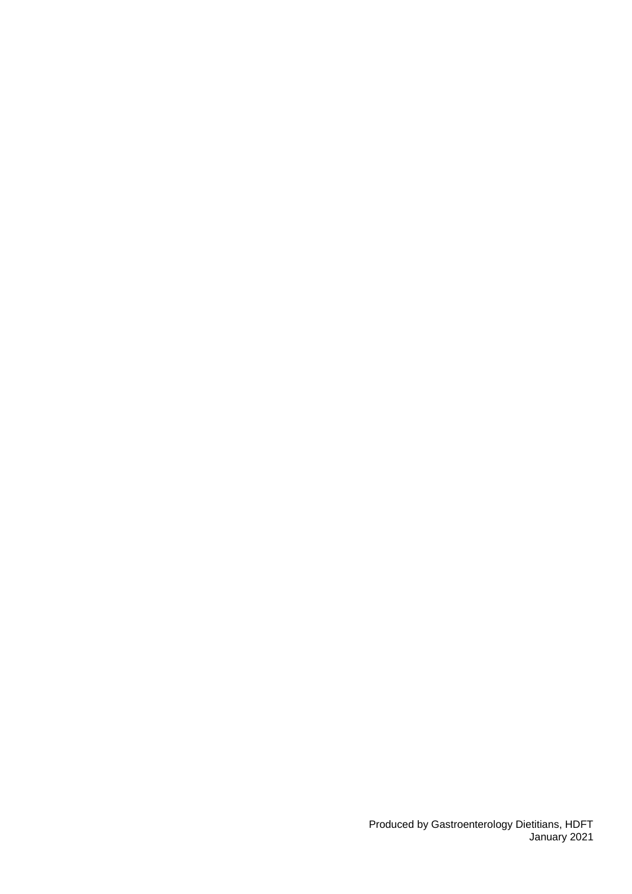Produced by Gastroenterology Dietitians, HDFT
January 2021